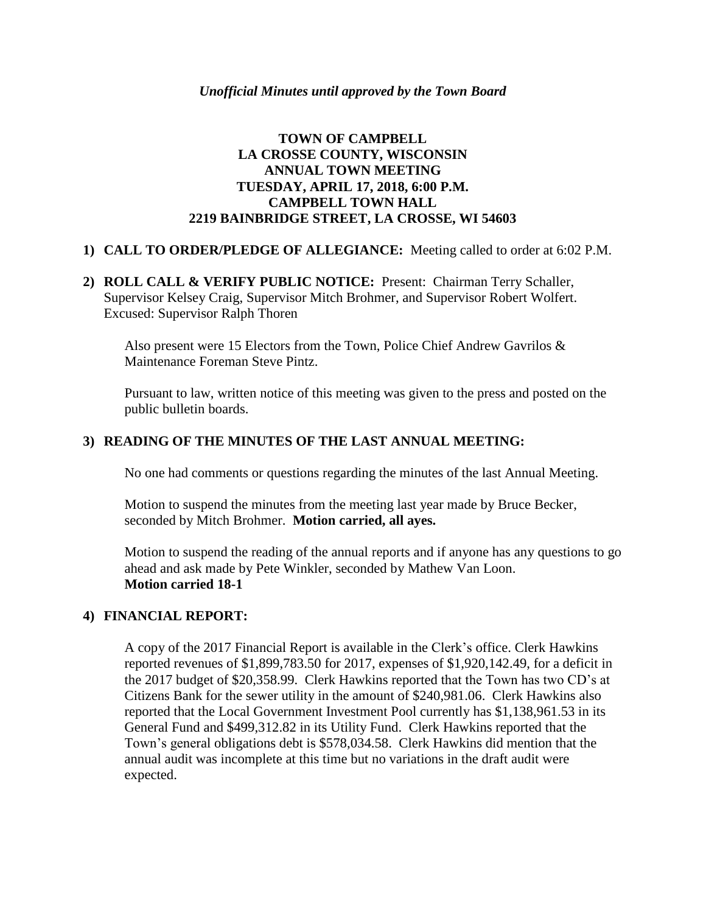*Unofficial Minutes until approved by the Town Board*

# TOWN OF CAMPBELL
# LA CROSSE COUNTY, WISCONSIN
# ANNUAL TOWN MEETING
# TUESDAY, APRIL 17, 2018, 6:00 P.M.
# CAMPBELL TOWN HALL
# 2219 BAINBRIDGE STREET, LA CROSSE, WI 54603

1) **CALL TO ORDER/PLEDGE OF ALLEGIANCE:** Meeting called to order at 6:02 P.M.

2) **ROLL CALL & VERIFY PUBLIC NOTICE:** Present: Chairman Terry Schaller, Supervisor Kelsey Craig, Supervisor Mitch Brohmer, and Supervisor Robert Wolfert. Excused: Supervisor Ralph Thoren

   Also present were 15 Electors from the Town, Police Chief Andrew Gavrilos & Maintenance Foreman Steve Pintz.

   Pursuant to law, written notice of this meeting was given to the press and posted on the public bulletin boards.

3) **READING OF THE MINUTES OF THE LAST ANNUAL MEETING:**

   No one had comments or questions regarding the minutes of the last Annual Meeting.

   Motion to suspend the minutes from the meeting last year made by Bruce Becker, seconded by Mitch Brohmer. **Motion carried, all ayes.**

   Motion to suspend the reading of the annual reports and if anyone has any questions to go ahead and ask made by Pete Winkler, seconded by Mathew Van Loon.
   **Motion carried 18-1**

4) **FINANCIAL REPORT:**

   A copy of the 2017 Financial Report is available in the Clerk's office. Clerk Hawkins reported revenues of $1,899,783.50 for 2017, expenses of $1,920,142.49, for a deficit in the 2017 budget of $20,358.99. Clerk Hawkins reported that the Town has two CD's at Citizens Bank for the sewer utility in the amount of $240,981.06. Clerk Hawkins also reported that the Local Government Investment Pool currently has $1,138,961.53 in its General Fund and $499,312.82 in its Utility Fund. Clerk Hawkins reported that the Town's general obligations debt is $578,034.58. Clerk Hawkins did mention that the annual audit was incomplete at this time but no variations in the draft audit were expected.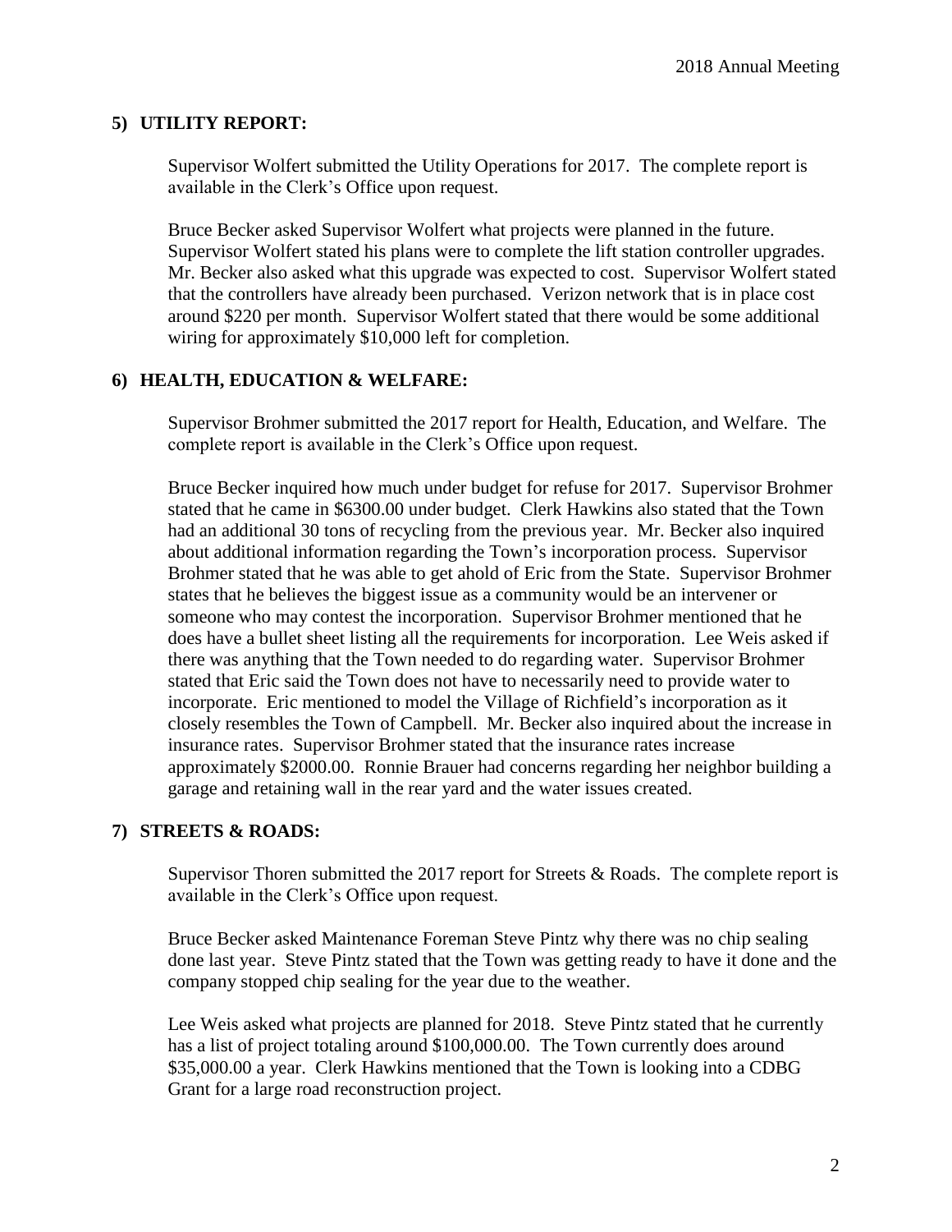## 5) UTILITY REPORT:

Supervisor Wolfert submitted the Utility Operations for 2017. The complete report is available in the Clerk's Office upon request.

Bruce Becker asked Supervisor Wolfert what projects were planned in the future. Supervisor Wolfert stated his plans were to complete the lift station controller upgrades. Mr. Becker also asked what this upgrade was expected to cost. Supervisor Wolfert stated that the controllers have already been purchased. Verizon network that is in place cost around $220 per month. Supervisor Wolfert stated that there would be some additional wiring for approximately $10,000 left for completion.

## 6) HEALTH, EDUCATION & WELFARE:

Supervisor Brohmer submitted the 2017 report for Health, Education, and Welfare. The complete report is available in the Clerk's Office upon request.

Bruce Becker inquired how much under budget for refuse for 2017. Supervisor Brohmer stated that he came in $6300.00 under budget. Clerk Hawkins also stated that the Town had an additional 30 tons of recycling from the previous year. Mr. Becker also inquired about additional information regarding the Town's incorporation process. Supervisor Brohmer stated that he was able to get ahold of Eric from the State. Supervisor Brohmer states that he believes the biggest issue as a community would be an intervener or someone who may contest the incorporation. Supervisor Brohmer mentioned that he does have a bullet sheet listing all the requirements for incorporation. Lee Weis asked if there was anything that the Town needed to do regarding water. Supervisor Brohmer stated that Eric said the Town does not have to necessarily need to provide water to incorporate. Eric mentioned to model the Village of Richfield's incorporation as it closely resembles the Town of Campbell. Mr. Becker also inquired about the increase in insurance rates. Supervisor Brohmer stated that the insurance rates increase approximately $2000.00. Ronnie Brauer had concerns regarding her neighbor building a garage and retaining wall in the rear yard and the water issues created.

## 7) STREETS & ROADS:

Supervisor Thoren submitted the 2017 report for Streets & Roads. The complete report is available in the Clerk's Office upon request.

Bruce Becker asked Maintenance Foreman Steve Pintz why there was no chip sealing done last year. Steve Pintz stated that the Town was getting ready to have it done and the company stopped chip sealing for the year due to the weather.

Lee Weis asked what projects are planned for 2018. Steve Pintz stated that he currently has a list of project totaling around $100,000.00. The Town currently does around $35,000.00 a year. Clerk Hawkins mentioned that the Town is looking into a CDBG Grant for a large road reconstruction project.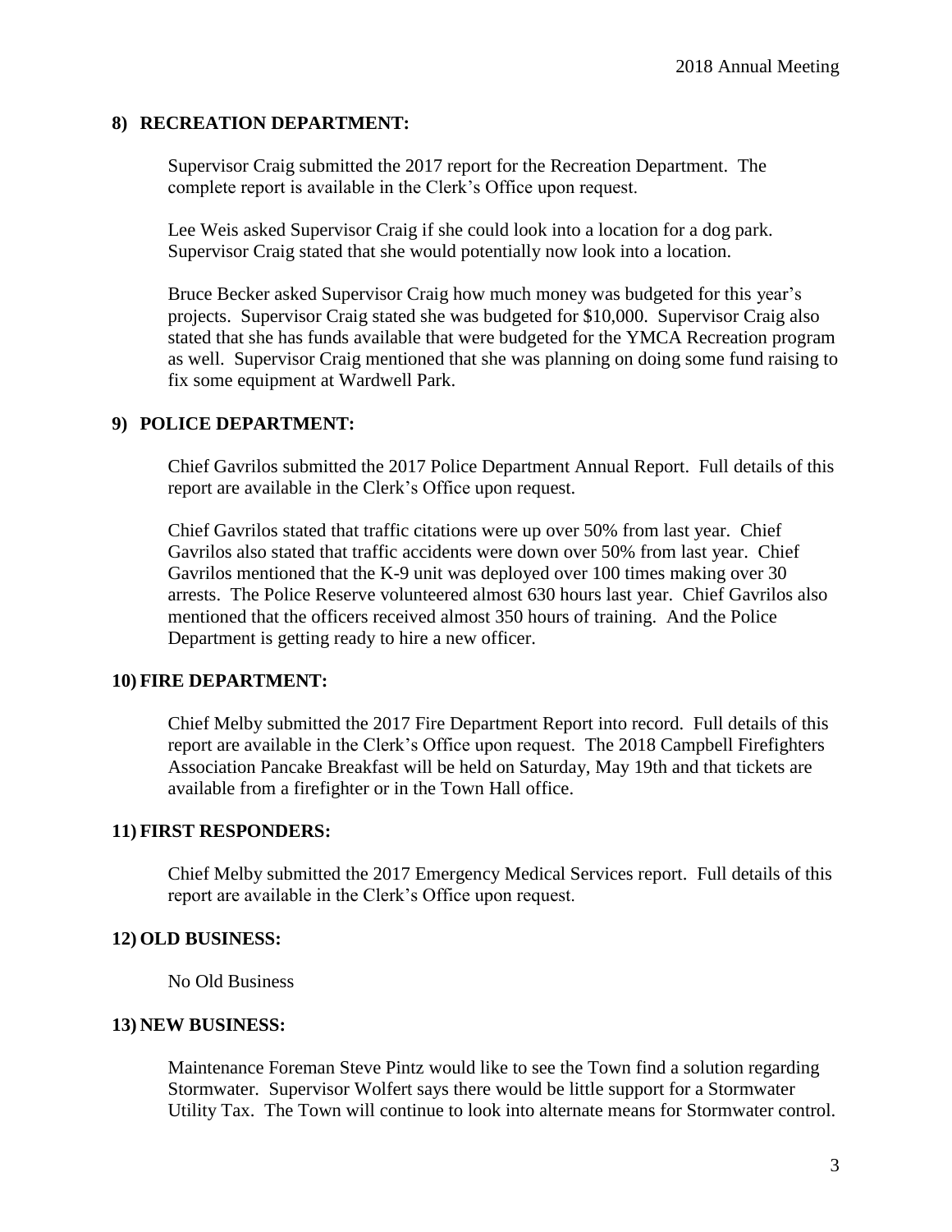## 8) RECREATION DEPARTMENT:

Supervisor Craig submitted the 2017 report for the Recreation Department. The complete report is available in the Clerk's Office upon request.

Lee Weis asked Supervisor Craig if she could look into a location for a dog park. Supervisor Craig stated that she would potentially now look into a location.

Bruce Becker asked Supervisor Craig how much money was budgeted for this year's projects. Supervisor Craig stated she was budgeted for $10,000. Supervisor Craig also stated that she has funds available that were budgeted for the YMCA Recreation program as well. Supervisor Craig mentioned that she was planning on doing some fund raising to fix some equipment at Wardwell Park.

## 9) POLICE DEPARTMENT:

Chief Gavrilos submitted the 2017 Police Department Annual Report. Full details of this report are available in the Clerk's Office upon request.

Chief Gavrilos stated that traffic citations were up over 50% from last year. Chief Gavrilos also stated that traffic accidents were down over 50% from last year. Chief Gavrilos mentioned that the K-9 unit was deployed over 100 times making over 30 arrests. The Police Reserve volunteered almost 630 hours last year. Chief Gavrilos also mentioned that the officers received almost 350 hours of training. And the Police Department is getting ready to hire a new officer.

## 10) FIRE DEPARTMENT:

Chief Melby submitted the 2017 Fire Department Report into record. Full details of this report are available in the Clerk's Office upon request. The 2018 Campbell Firefighters Association Pancake Breakfast will be held on Saturday, May 19th and that tickets are available from a firefighter or in the Town Hall office.

## 11) FIRST RESPONDERS:

Chief Melby submitted the 2017 Emergency Medical Services report. Full details of this report are available in the Clerk's Office upon request.

## 12) OLD BUSINESS:

No Old Business

## 13) NEW BUSINESS:

Maintenance Foreman Steve Pintz would like to see the Town find a solution regarding Stormwater. Supervisor Wolfert says there would be little support for a Stormwater Utility Tax. The Town will continue to look into alternate means for Stormwater control.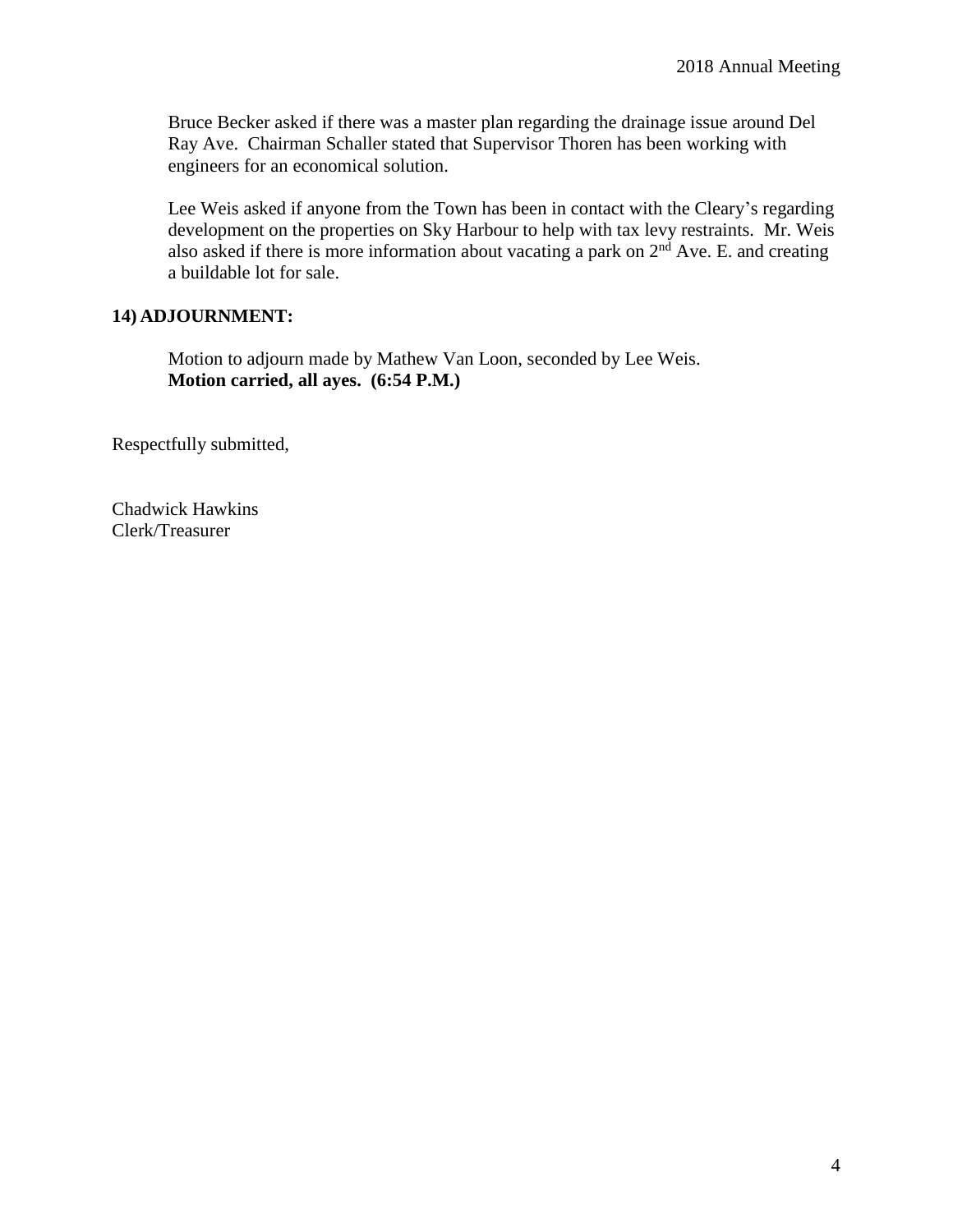Bruce Becker asked if there was a master plan regarding the drainage issue around Del Ray Ave. Chairman Schaller stated that Supervisor Thoren has been working with engineers for an economical solution.

Lee Weis asked if anyone from the Town has been in contact with the Cleary's regarding development on the properties on Sky Harbour to help with tax levy restraints. Mr. Weis also asked if there is more information about vacating a park on 2nd Ave. E. and creating a buildable lot for sale.

**14) ADJOURNMENT:**

Motion to adjourn made by Mathew Van Loon, seconded by Lee Weis.
**Motion carried, all ayes. (6:54 P.M.)**

Respectfully submitted,

Chadwick Hawkins
Clerk/Treasurer